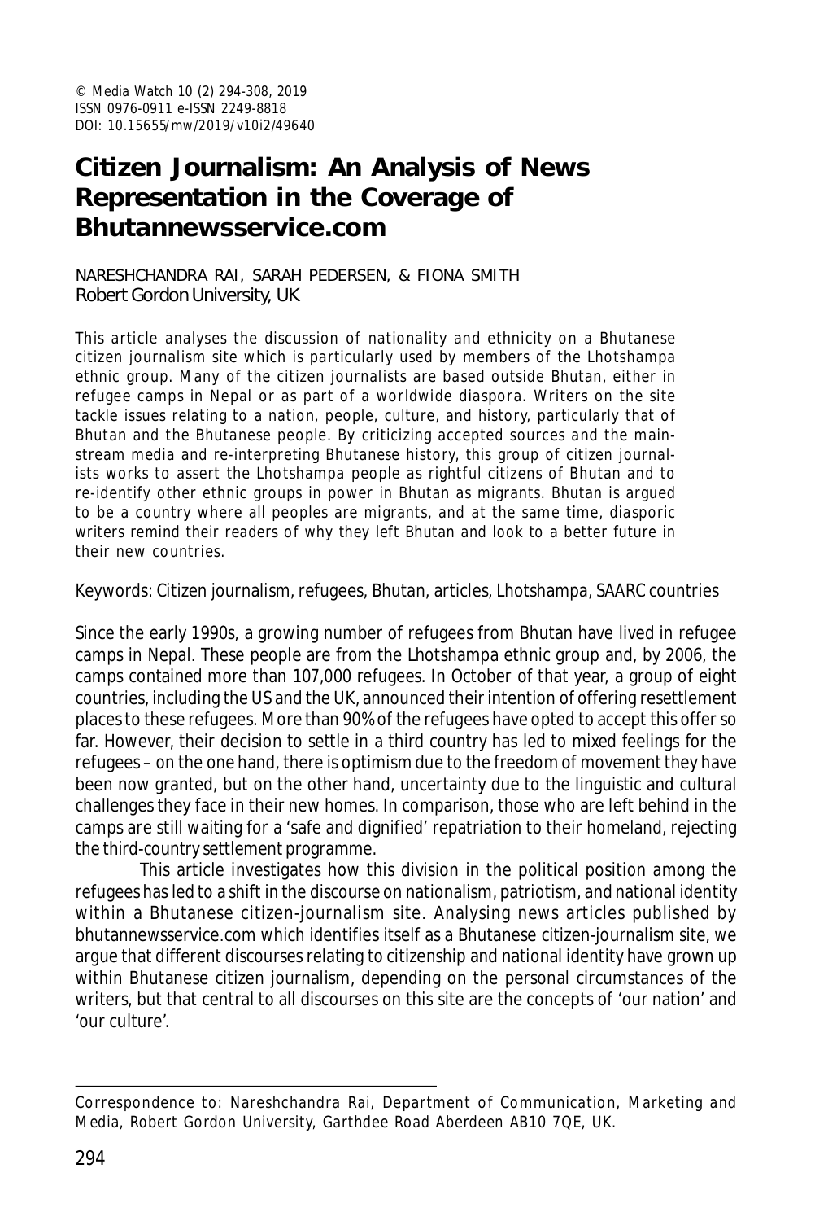© Media Watch 10 (2) 294-308, 2019
ISSN 0976-0911 e-ISSN 2249-8818
DOI: 10.15655/mw/2019/v10i2/49640

# Citizen Journalism: An Analysis of News Representation in the Coverage of Bhutannewsservice.com

NARESHCHANDRA RAI, SARAH PEDERSEN, & FIONA SMITH
Robert Gordon University, UK

This article analyses the discussion of nationality and ethnicity on a Bhutanese citizen journalism site which is particularly used by members of the Lhotshampa ethnic group. Many of the citizen journalists are based outside Bhutan, either in refugee camps in Nepal or as part of a worldwide diaspora. Writers on the site tackle issues relating to a nation, people, culture, and history, particularly that of Bhutan and the Bhutanese people. By criticizing accepted sources and the main-stream media and re-interpreting Bhutanese history, this group of citizen journalists works to assert the Lhotshampa people as rightful citizens of Bhutan and to re-identify other ethnic groups in power in Bhutan as migrants. Bhutan is argued to be a country where all peoples are migrants, and at the same time, diasporic writers remind their readers of why they left Bhutan and look to a better future in their new countries.

Keywords: Citizen journalism, refugees, Bhutan, articles, Lhotshampa, SAARC countries

Since the early 1990s, a growing number of refugees from Bhutan have lived in refugee camps in Nepal. These people are from the Lhotshampa ethnic group and, by 2006, the camps contained more than 107,000 refugees. In October of that year, a group of eight countries, including the US and the UK, announced their intention of offering resettlement places to these refugees. More than 90% of the refugees have opted to accept this offer so far. However, their decision to settle in a third country has led to mixed feelings for the refugees – on the one hand, there is optimism due to the freedom of movement they have been now granted, but on the other hand, uncertainty due to the linguistic and cultural challenges they face in their new homes. In comparison, those who are left behind in the camps are still waiting for a 'safe and dignified' repatriation to their homeland, rejecting the third-country settlement programme.

This article investigates how this division in the political position among the refugees has led to a shift in the discourse on nationalism, patriotism, and national identity within a Bhutanese citizen-journalism site. Analysing news articles published by bhutannewsservice.com which identifies itself as a Bhutanese citizen-journalism site, we argue that different discourses relating to citizenship and national identity have grown up within Bhutanese citizen journalism, depending on the personal circumstances of the writers, but that central to all discourses on this site are the concepts of 'our nation' and 'our culture'.

---

Correspondence to: Nareshchandra Rai, Department of Communication, Marketing and Media, Robert Gordon University, Garthdee Road Aberdeen AB10 7QE, UK.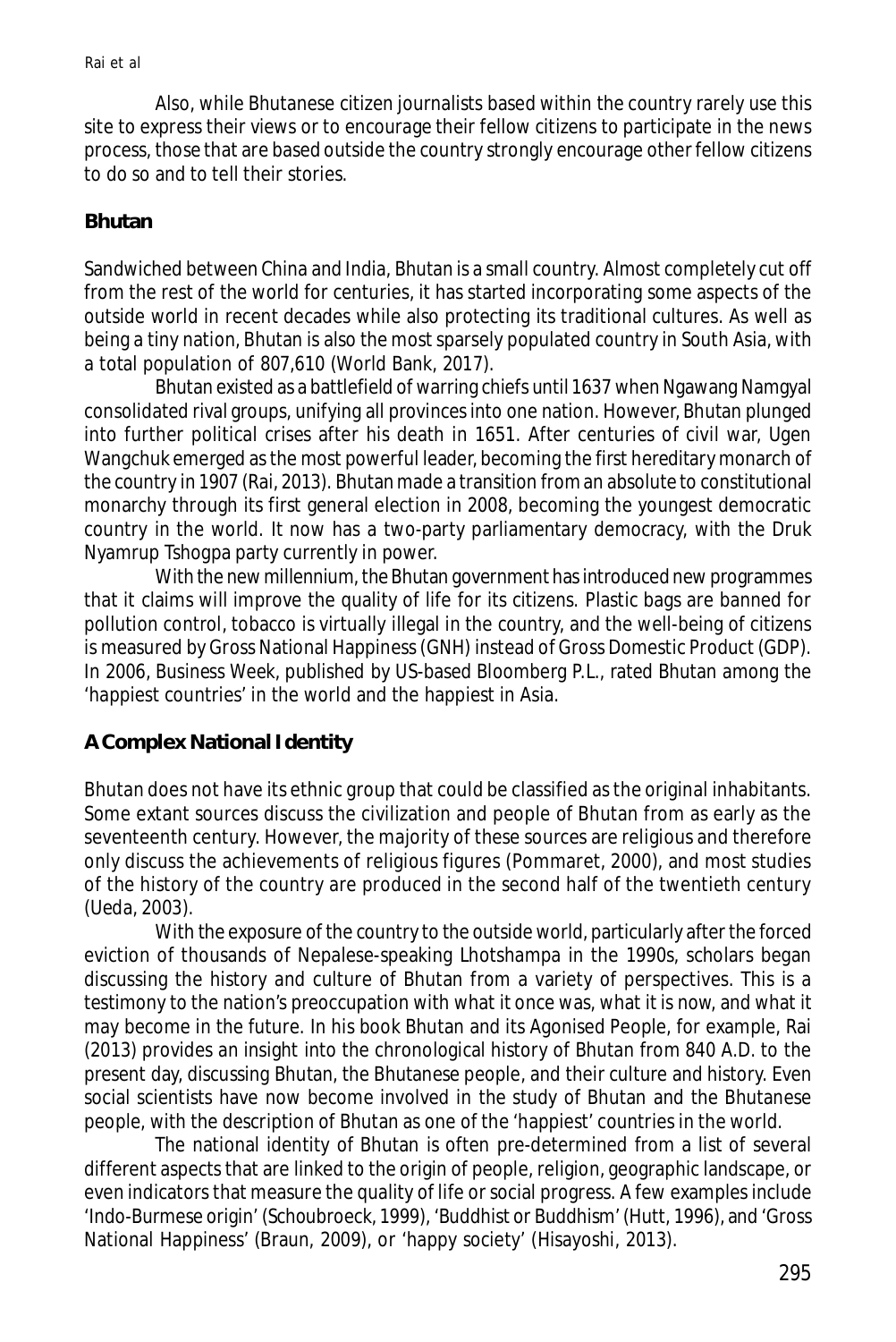Also, while Bhutanese citizen journalists based within the country rarely use this site to express their views or to encourage their fellow citizens to participate in the news process, those that are based outside the country strongly encourage other fellow citizens to do so and to tell their stories.

## Bhutan

Sandwiched between China and India, Bhutan is a small country. Almost completely cut off from the rest of the world for centuries, it has started incorporating some aspects of the outside world in recent decades while also protecting its traditional cultures. As well as being a tiny nation, Bhutan is also the most sparsely populated country in South Asia, with a total population of 807,610 (World Bank, 2017).

Bhutan existed as a battlefield of warring chiefs until 1637 when Ngawang Namgyal consolidated rival groups, unifying all provinces into one nation. However, Bhutan plunged into further political crises after his death in 1651. After centuries of civil war, Ugen Wangchuk emerged as the most powerful leader, becoming the first hereditary monarch of the country in 1907 (Rai, 2013). Bhutan made a transition from an absolute to constitutional monarchy through its first general election in 2008, becoming the youngest democratic country in the world. It now has a two-party parliamentary democracy, with the Druk Nyamrup Tshogpa party currently in power.

With the new millennium, the Bhutan government has introduced new programmes that it claims will improve the quality of life for its citizens. Plastic bags are banned for pollution control, tobacco is virtually illegal in the country, and the well-being of citizens is measured by Gross National Happiness (GNH) instead of Gross Domestic Product (GDP). In 2006, Business Week, published by US-based Bloomberg P.L., rated Bhutan among the 'happiest countries' in the world and the happiest in Asia.

## A Complex National Identity

Bhutan does not have its ethnic group that could be classified as the original inhabitants. Some extant sources discuss the civilization and people of Bhutan from as early as the seventeenth century. However, the majority of these sources are religious and therefore only discuss the achievements of religious figures (Pommaret, 2000), and most studies of the history of the country are produced in the second half of the twentieth century (Ueda, 2003).

With the exposure of the country to the outside world, particularly after the forced eviction of thousands of Nepalese-speaking Lhotshampa in the 1990s, scholars began discussing the history and culture of Bhutan from a variety of perspectives. This is a testimony to the nation's preoccupation with what it once was, what it is now, and what it may become in the future. In his book Bhutan and its Agonised People, for example, Rai (2013) provides an insight into the chronological history of Bhutan from 840 A.D. to the present day, discussing Bhutan, the Bhutanese people, and their culture and history. Even social scientists have now become involved in the study of Bhutan and the Bhutanese people, with the description of Bhutan as one of the 'happiest' countries in the world.

The national identity of Bhutan is often pre-determined from a list of several different aspects that are linked to the origin of people, religion, geographic landscape, or even indicators that measure the quality of life or social progress. A few examples include 'Indo-Burmese origin' (Schoubroeck, 1999), 'Buddhist or Buddhism' (Hutt, 1996), and 'Gross National Happiness' (Braun, 2009), or 'happy society' (Hisayoshi, 2013).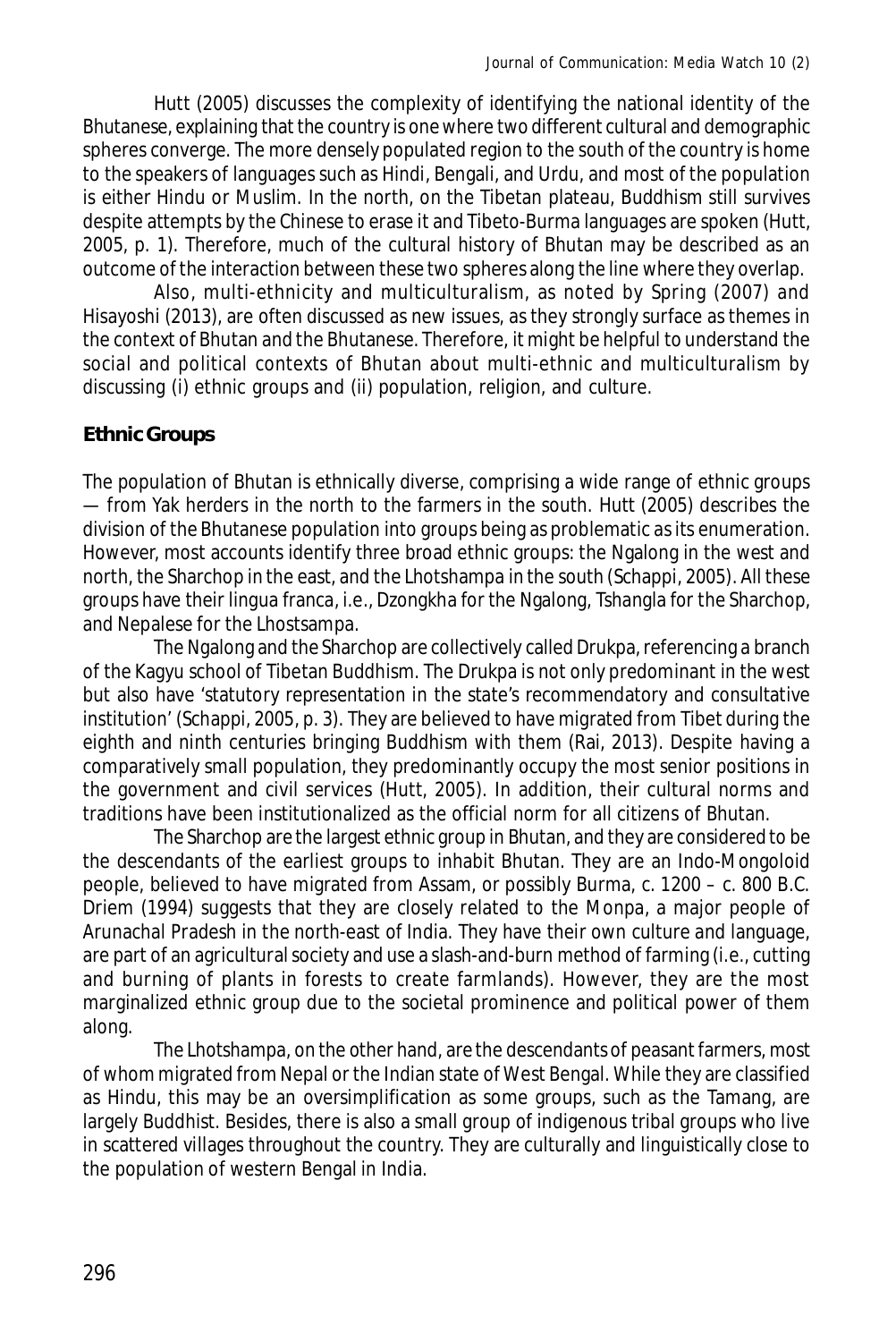Hutt (2005) discusses the complexity of identifying the national identity of the Bhutanese, explaining that the country is one where two different cultural and demographic spheres converge. The more densely populated region to the south of the country is home to the speakers of languages such as Hindi, Bengali, and Urdu, and most of the population is either Hindu or Muslim. In the north, on the Tibetan plateau, Buddhism still survives despite attempts by the Chinese to erase it and Tibeto-Burma languages are spoken (Hutt, 2005, p. 1). Therefore, much of the cultural history of Bhutan may be described as an outcome of the interaction between these two spheres along the line where they overlap.

Also, multi-ethnicity and multiculturalism, as noted by Spring (2007) and Hisayoshi (2013), are often discussed as new issues, as they strongly surface as themes in the context of Bhutan and the Bhutanese. Therefore, it might be helpful to understand the social and political contexts of Bhutan about multi-ethnic and multiculturalism by discussing (i) ethnic groups and (ii) population, religion, and culture.

**Ethnic Groups**

The population of Bhutan is ethnically diverse, comprising a wide range of ethnic groups — from Yak herders in the north to the farmers in the south. Hutt (2005) describes the division of the Bhutanese population into groups being as problematic as its enumeration. However, most accounts identify three broad ethnic groups: the Ngalong in the west and north, the Sharchop in the east, and the Lhotshampa in the south (Schappi, 2005). All these groups have their lingua franca, i.e., Dzongkha for the Ngalong, Tshangla for the Sharchop, and Nepalese for the Lhostsampa.

The Ngalong and the Sharchop are collectively called Drukpa, referencing a branch of the Kagyu school of Tibetan Buddhism. The Drukpa is not only predominant in the west but also have 'statutory representation in the state's recommendatory and consultative institution' (Schappi, 2005, p. 3). They are believed to have migrated from Tibet during the eighth and ninth centuries bringing Buddhism with them (Rai, 2013). Despite having a comparatively small population, they predominantly occupy the most senior positions in the government and civil services (Hutt, 2005). In addition, their cultural norms and traditions have been institutionalized as the official norm for all citizens of Bhutan.

The Sharchop are the largest ethnic group in Bhutan, and they are considered to be the descendants of the earliest groups to inhabit Bhutan. They are an Indo-Mongoloid people, believed to have migrated from Assam, or possibly Burma, c. 1200 – c. 800 B.C. Driem (1994) suggests that they are closely related to the Monpa, a major people of Arunachal Pradesh in the north-east of India. They have their own culture and language, are part of an agricultural society and use a slash-and-burn method of farming (i.e., cutting and burning of plants in forests to create farmlands). However, they are the most marginalized ethnic group due to the societal prominence and political power of them along.

The Lhotshampa, on the other hand, are the descendants of peasant farmers, most of whom migrated from Nepal or the Indian state of West Bengal. While they are classified as Hindu, this may be an oversimplification as some groups, such as the Tamang, are largely Buddhist. Besides, there is also a small group of indigenous tribal groups who live in scattered villages throughout the country. They are culturally and linguistically close to the population of western Bengal in India.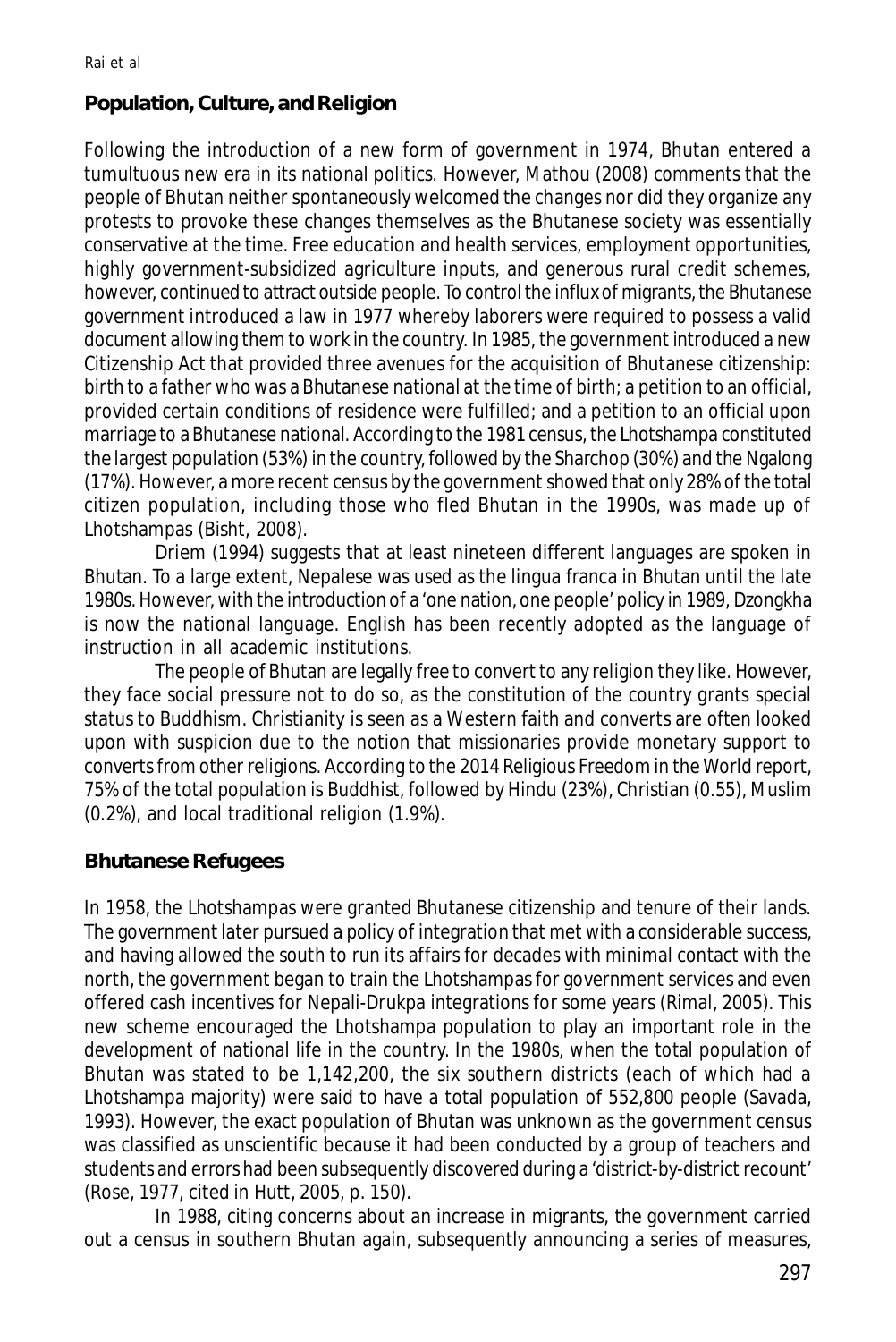## Population, Culture, and Religion

Following the introduction of a new form of government in 1974, Bhutan entered a tumultuous new era in its national politics. However, Mathou (2008) comments that the people of Bhutan neither spontaneously welcomed the changes nor did they organize any protests to provoke these changes themselves as the Bhutanese society was essentially conservative at the time. Free education and health services, employment opportunities, highly government-subsidized agriculture inputs, and generous rural credit schemes, however, continued to attract outside people. To control the influx of migrants, the Bhutanese government introduced a law in 1977 whereby laborers were required to possess a valid document allowing them to work in the country. In 1985, the government introduced a new Citizenship Act that provided three avenues for the acquisition of Bhutanese citizenship: birth to a father who was a Bhutanese national at the time of birth; a petition to an official, provided certain conditions of residence were fulfilled; and a petition to an official upon marriage to a Bhutanese national. According to the 1981 census, the Lhotshampa constituted the largest population (53%) in the country, followed by the Sharchop (30%) and the Ngalong (17%). However, a more recent census by the government showed that only 28% of the total citizen population, including those who fled Bhutan in the 1990s, was made up of Lhotshampas (Bisht, 2008).

Driem (1994) suggests that at least nineteen different languages are spoken in Bhutan. To a large extent, Nepalese was used as the lingua franca in Bhutan until the late 1980s. However, with the introduction of a 'one nation, one people' policy in 1989, Dzongkha is now the national language. English has been recently adopted as the language of instruction in all academic institutions.

The people of Bhutan are legally free to convert to any religion they like. However, they face social pressure not to do so, as the constitution of the country grants special status to Buddhism. Christianity is seen as a Western faith and converts are often looked upon with suspicion due to the notion that missionaries provide monetary support to converts from other religions. According to the 2014 Religious Freedom in the World report, 75% of the total population is Buddhist, followed by Hindu (23%), Christian (0.55), Muslim (0.2%), and local traditional religion (1.9%).

## Bhutanese Refugees

In 1958, the Lhotshampas were granted Bhutanese citizenship and tenure of their lands. The government later pursued a policy of integration that met with a considerable success, and having allowed the south to run its affairs for decades with minimal contact with the north, the government began to train the Lhotshampas for government services and even offered cash incentives for Nepali-Drukpa integrations for some years (Rimal, 2005). This new scheme encouraged the Lhotshampa population to play an important role in the development of national life in the country. In the 1980s, when the total population of Bhutan was stated to be 1,142,200, the six southern districts (each of which had a Lhotshampa majority) were said to have a total population of 552,800 people (Savada, 1993). However, the exact population of Bhutan was unknown as the government census was classified as unscientific because it had been conducted by a group of teachers and students and errors had been subsequently discovered during a 'district-by-district recount' (Rose, 1977, cited in Hutt, 2005, p. 150).

In 1988, citing concerns about an increase in migrants, the government carried out a census in southern Bhutan again, subsequently announcing a series of measures,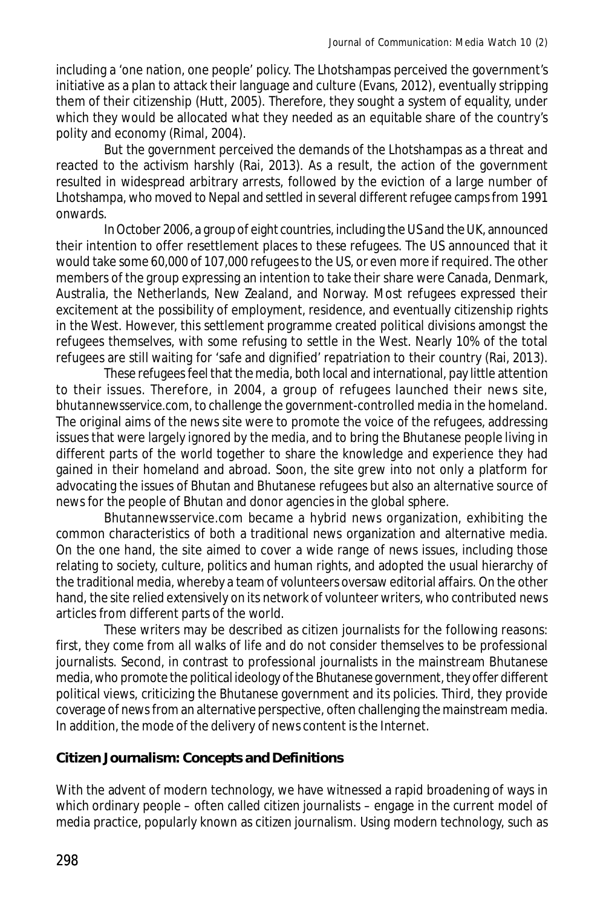including a 'one nation, one people' policy. The Lhotshampas perceived the government's initiative as a plan to attack their language and culture (Evans, 2012), eventually stripping them of their citizenship (Hutt, 2005). Therefore, they sought a system of equality, under which they would be allocated what they needed as an equitable share of the country's polity and economy (Rimal, 2004).

But the government perceived the demands of the Lhotshampas as a threat and reacted to the activism harshly (Rai, 2013). As a result, the action of the government resulted in widespread arbitrary arrests, followed by the eviction of a large number of Lhotshampa, who moved to Nepal and settled in several different refugee camps from 1991 onwards.

In October 2006, a group of eight countries, including the US and the UK, announced their intention to offer resettlement places to these refugees. The US announced that it would take some 60,000 of 107,000 refugees to the US, or even more if required. The other members of the group expressing an intention to take their share were Canada, Denmark, Australia, the Netherlands, New Zealand, and Norway. Most refugees expressed their excitement at the possibility of employment, residence, and eventually citizenship rights in the West. However, this settlement programme created political divisions amongst the refugees themselves, with some refusing to settle in the West. Nearly 10% of the total refugees are still waiting for 'safe and dignified' repatriation to their country (Rai, 2013).

These refugees feel that the media, both local and international, pay little attention to their issues. Therefore, in 2004, a group of refugees launched their news site, *bhutannewsservice.com*, to challenge the government-controlled media in the homeland. The original aims of the news site were to promote the voice of the refugees, addressing issues that were largely ignored by the media, and to bring the Bhutanese people living in different parts of the world together to share the knowledge and experience they had gained in their homeland and abroad. Soon, the site grew into not only a platform for advocating the issues of Bhutan and Bhutanese refugees but also an alternative source of news for the people of Bhutan and donor agencies in the global sphere.

Bhutannewsservice.com became a hybrid news organization, exhibiting the common characteristics of both a traditional news organization and alternative media. On the one hand, the site aimed to cover a wide range of news issues, including those relating to society, culture, politics and human rights, and adopted the usual hierarchy of the traditional media, whereby a team of volunteers oversaw editorial affairs. On the other hand, the site relied extensively on its network of volunteer writers, who contributed news articles from different parts of the world.

These writers may be described as citizen journalists for the following reasons: first, they come from all walks of life and do not consider themselves to be professional journalists. Second, in contrast to professional journalists in the mainstream Bhutanese media, who promote the political ideology of the Bhutanese government, they offer different political views, criticizing the Bhutanese government and its policies. Third, they provide coverage of news from an alternative perspective, often challenging the mainstream media. In addition, the mode of the delivery of news content is the Internet.

## Citizen Journalism: Concepts and Definitions

With the advent of modern technology, we have witnessed a rapid broadening of ways in which ordinary people – often called citizen journalists – engage in the current model of media practice, popularly known as citizen journalism. Using modern technology, such as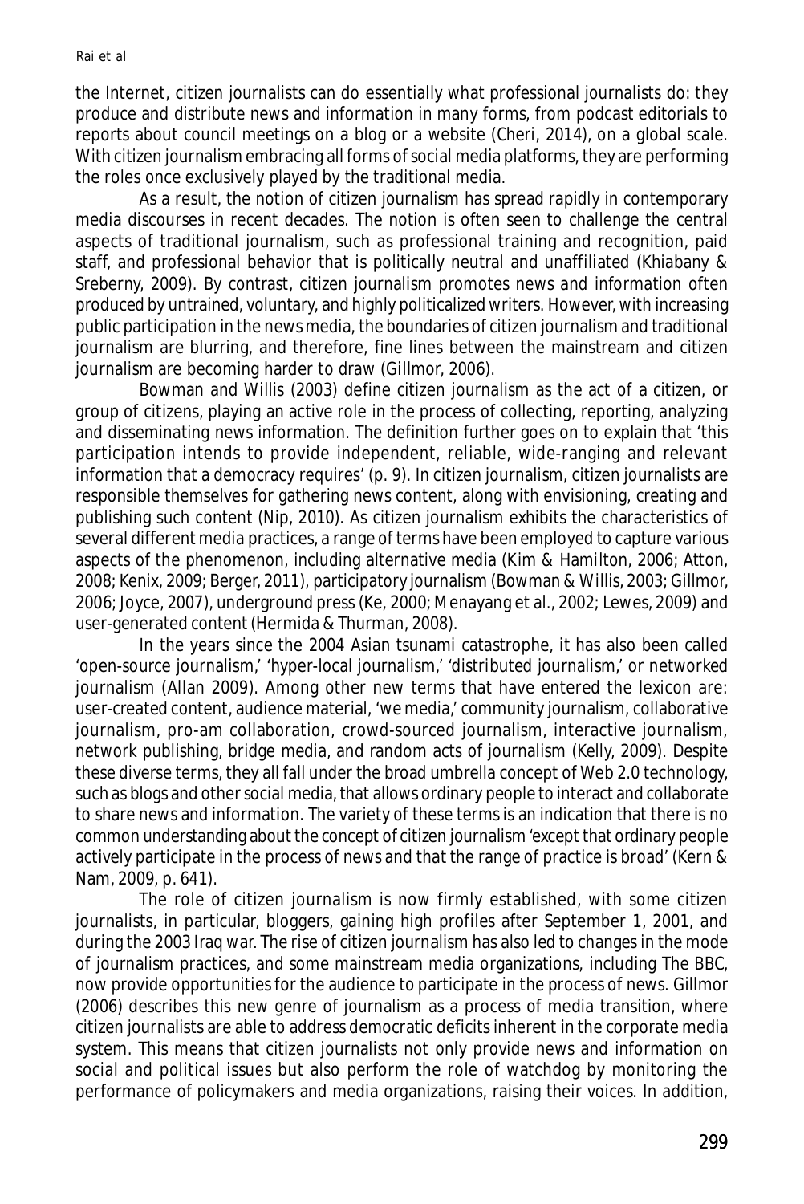the Internet, citizen journalists can do essentially what professional journalists do: they produce and distribute news and information in many forms, from podcast editorials to reports about council meetings on a blog or a website (Cheri, 2014), on a global scale. With citizen journalism embracing all forms of social media platforms, they are performing the roles once exclusively played by the traditional media.

As a result, the notion of citizen journalism has spread rapidly in contemporary media discourses in recent decades. The notion is often seen to challenge the central aspects of traditional journalism, such as professional training and recognition, paid staff, and professional behavior that is politically neutral and unaffiliated (Khiabany & Sreberny, 2009). By contrast, citizen journalism promotes news and information often produced by untrained, voluntary, and highly politicalized writers. However, with increasing public participation in the news media, the boundaries of citizen journalism and traditional journalism are blurring, and therefore, fine lines between the mainstream and citizen journalism are becoming harder to draw (Gillmor, 2006).

Bowman and Willis (2003) define citizen journalism as the act of a citizen, or group of citizens, playing an active role in the process of collecting, reporting, analyzing and disseminating news information. The definition further goes on to explain that 'this participation intends to provide independent, reliable, wide-ranging and relevant information that a democracy requires' (p. 9). In citizen journalism, citizen journalists are responsible themselves for gathering news content, along with envisioning, creating and publishing such content (Nip, 2010). As citizen journalism exhibits the characteristics of several different media practices, a range of terms have been employed to capture various aspects of the phenomenon, including alternative media (Kim & Hamilton, 2006; Atton, 2008; Kenix, 2009; Berger, 2011), participatory journalism (Bowman & Willis, 2003; Gillmor, 2006; Joyce, 2007), underground press (Ke, 2000; Menayang et al., 2002; Lewes, 2009) and user-generated content (Hermida & Thurman, 2008).

In the years since the 2004 Asian tsunami catastrophe, it has also been called 'open-source journalism,' 'hyper-local journalism,' 'distributed journalism,' or networked journalism (Allan 2009). Among other new terms that have entered the lexicon are: user-created content, audience material, 'we media,' community journalism, collaborative journalism, pro-am collaboration, crowd-sourced journalism, interactive journalism, network publishing, bridge media, and random acts of journalism (Kelly, 2009). Despite these diverse terms, they all fall under the broad umbrella concept of Web 2.0 technology, such as blogs and other social media, that allows ordinary people to interact and collaborate to share news and information. The variety of these terms is an indication that there is no common understanding about the concept of citizen journalism 'except that ordinary people actively participate in the process of news and that the range of practice is broad' (Kern & Nam, 2009, p. 641).

The role of citizen journalism is now firmly established, with some citizen journalists, in particular, bloggers, gaining high profiles after September 1, 2001, and during the 2003 Iraq war. The rise of citizen journalism has also led to changes in the mode of journalism practices, and some mainstream media organizations, including The BBC, now provide opportunities for the audience to participate in the process of news. Gillmor (2006) describes this new genre of journalism as a process of media transition, where citizen journalists are able to address democratic deficits inherent in the corporate media system. This means that citizen journalists not only provide news and information on social and political issues but also perform the role of watchdog by monitoring the performance of policymakers and media organizations, raising their voices. In addition,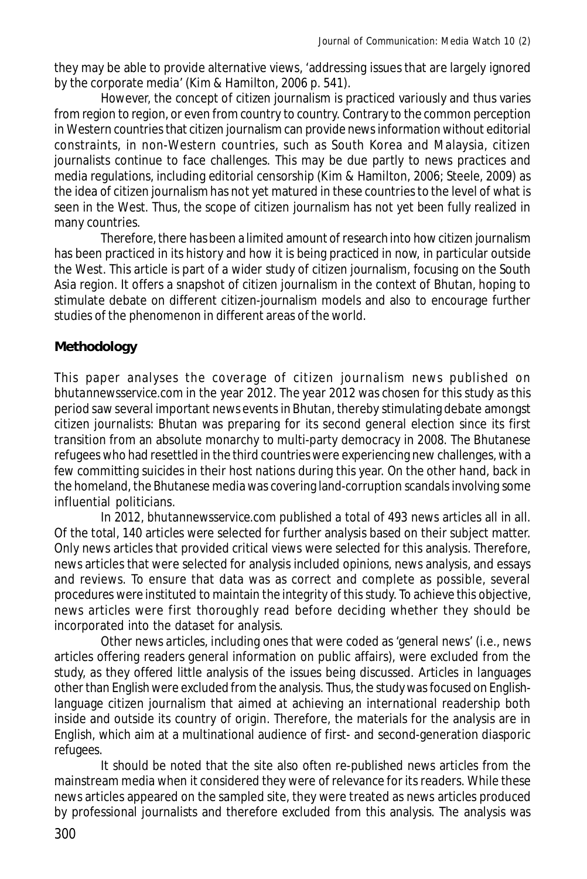they may be able to provide alternative views, 'addressing issues that are largely ignored by the corporate media' (Kim & Hamilton, 2006 p. 541).

However, the concept of citizen journalism is practiced variously and thus varies from region to region, or even from country to country. Contrary to the common perception in Western countries that citizen journalism can provide news information without editorial constraints, in non-Western countries, such as South Korea and Malaysia, citizen journalists continue to face challenges. This may be due partly to news practices and media regulations, including editorial censorship (Kim & Hamilton, 2006; Steele, 2009) as the idea of citizen journalism has not yet matured in these countries to the level of what is seen in the West. Thus, the scope of citizen journalism has not yet been fully realized in many countries.

Therefore, there has been a limited amount of research into how citizen journalism has been practiced in its history and how it is being practiced in now, in particular outside the West. This article is part of a wider study of citizen journalism, focusing on the South Asia region. It offers a snapshot of citizen journalism in the context of Bhutan, hoping to stimulate debate on different citizen-journalism models and also to encourage further studies of the phenomenon in different areas of the world.

## Methodology

This paper analyses the coverage of citizen journalism news published on bhutannewsservice.com in the year 2012. The year 2012 was chosen for this study as this period saw several important news events in Bhutan, thereby stimulating debate amongst citizen journalists: Bhutan was preparing for its second general election since its first transition from an absolute monarchy to multi-party democracy in 2008. The Bhutanese refugees who had resettled in the third countries were experiencing new challenges, with a few committing suicides in their host nations during this year. On the other hand, back in the homeland, the Bhutanese media was covering land-corruption scandals involving some influential politicians.

In 2012, bhutannewsservice.com published a total of 493 news articles all in all. Of the total, 140 articles were selected for further analysis based on their subject matter. Only news articles that provided critical views were selected for this analysis. Therefore, news articles that were selected for analysis included opinions, news analysis, and essays and reviews. To ensure that data was as correct and complete as possible, several procedures were instituted to maintain the integrity of this study. To achieve this objective, news articles were first thoroughly read before deciding whether they should be incorporated into the dataset for analysis.

Other news articles, including ones that were coded as 'general news' (i.e., news articles offering readers general information on public affairs), were excluded from the study, as they offered little analysis of the issues being discussed. Articles in languages other than English were excluded from the analysis. Thus, the study was focused on English-language citizen journalism that aimed at achieving an international readership both inside and outside its country of origin. Therefore, the materials for the analysis are in English, which aim at a multinational audience of first- and second-generation diasporic refugees.

It should be noted that the site also often re-published news articles from the mainstream media when it considered they were of relevance for its readers. While these news articles appeared on the sampled site, they were treated as news articles produced by professional journalists and therefore excluded from this analysis. The analysis was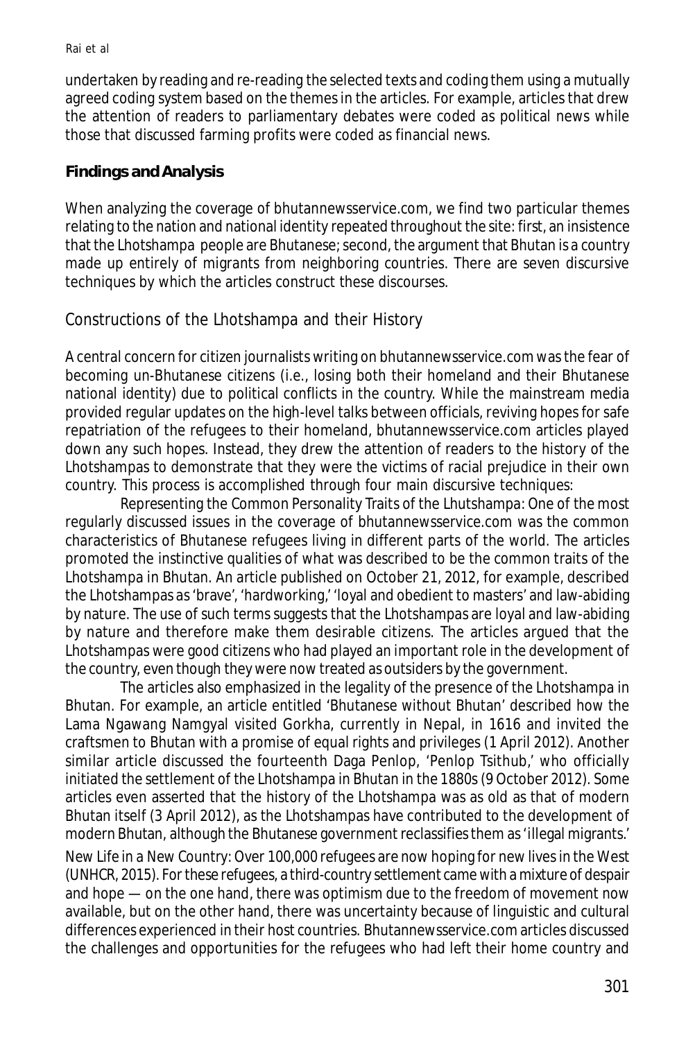undertaken by reading and re-reading the selected texts and coding them using a mutually agreed coding system based on the themes in the articles. For example, articles that drew the attention of readers to parliamentary debates were coded as political news while those that discussed farming profits were coded as financial news.

## Findings and Analysis

When analyzing the coverage of bhutannewsservice.com, we find two particular themes relating to the nation and national identity repeated throughout the site: first, an insistence that the Lhotshampa people are Bhutanese; second, the argument that Bhutan is a country made up entirely of migrants from neighboring countries. There are seven discursive techniques by which the articles construct these discourses.

### Constructions of the Lhotshampa and their History

A central concern for citizen journalists writing on bhutannewsservice.com was the fear of becoming un-Bhutanese citizens (i.e., losing both their homeland and their Bhutanese national identity) due to political conflicts in the country. While the mainstream media provided regular updates on the high-level talks between officials, reviving hopes for safe repatriation of the refugees to their homeland, bhutannewsservice.com articles played down any such hopes. Instead, they drew the attention of readers to the history of the Lhotshampas to demonstrate that they were the victims of racial prejudice in their own country. This process is accomplished through four main discursive techniques:

*Representing the Common Personality Traits of the Lhutshampa*: One of the most regularly discussed issues in the coverage of bhutannewsservice.com was the common characteristics of Bhutanese refugees living in different parts of the world. The articles promoted the instinctive qualities of what was described to be the common traits of the Lhotshampa in Bhutan. An article published on October 21, 2012, for example, described the Lhotshampas as 'brave', 'hardworking,' 'loyal and obedient to masters' and law-abiding by nature. The use of such terms suggests that the Lhotshampas are loyal and law-abiding by nature and therefore make them desirable citizens. The articles argued that the Lhotshampas were good citizens who had played an important role in the development of the country, even though they were now treated as outsiders by the government.

The articles also emphasized in the legality of the presence of the Lhotshampa in Bhutan. For example, an article entitled 'Bhutanese without Bhutan' described how the Lama Ngawang Namgyal visited Gorkha, currently in Nepal, in 1616 and invited the craftsmen to Bhutan with a promise of equal rights and privileges (1 April 2012). Another similar article discussed the fourteenth Daga Penlop, 'Penlop Tsithub,' who officially initiated the settlement of the Lhotshampa in Bhutan in the 1880s (9 October 2012). Some articles even asserted that the history of the Lhotshampa was as old as that of modern Bhutan itself (3 April 2012), as the Lhotshampas have contributed to the development of modern Bhutan, although the Bhutanese government reclassifies them as 'illegal migrants.'

*New Life in a New Country*: Over 100,000 refugees are now hoping for new lives in the West (UNHCR, 2015). For these refugees, a third-country settlement came with a mixture of despair and hope — on the one hand, there was optimism due to the freedom of movement now available, but on the other hand, there was uncertainty because of linguistic and cultural differences experienced in their host countries. Bhutannewsservice.com articles discussed the challenges and opportunities for the refugees who had left their home country and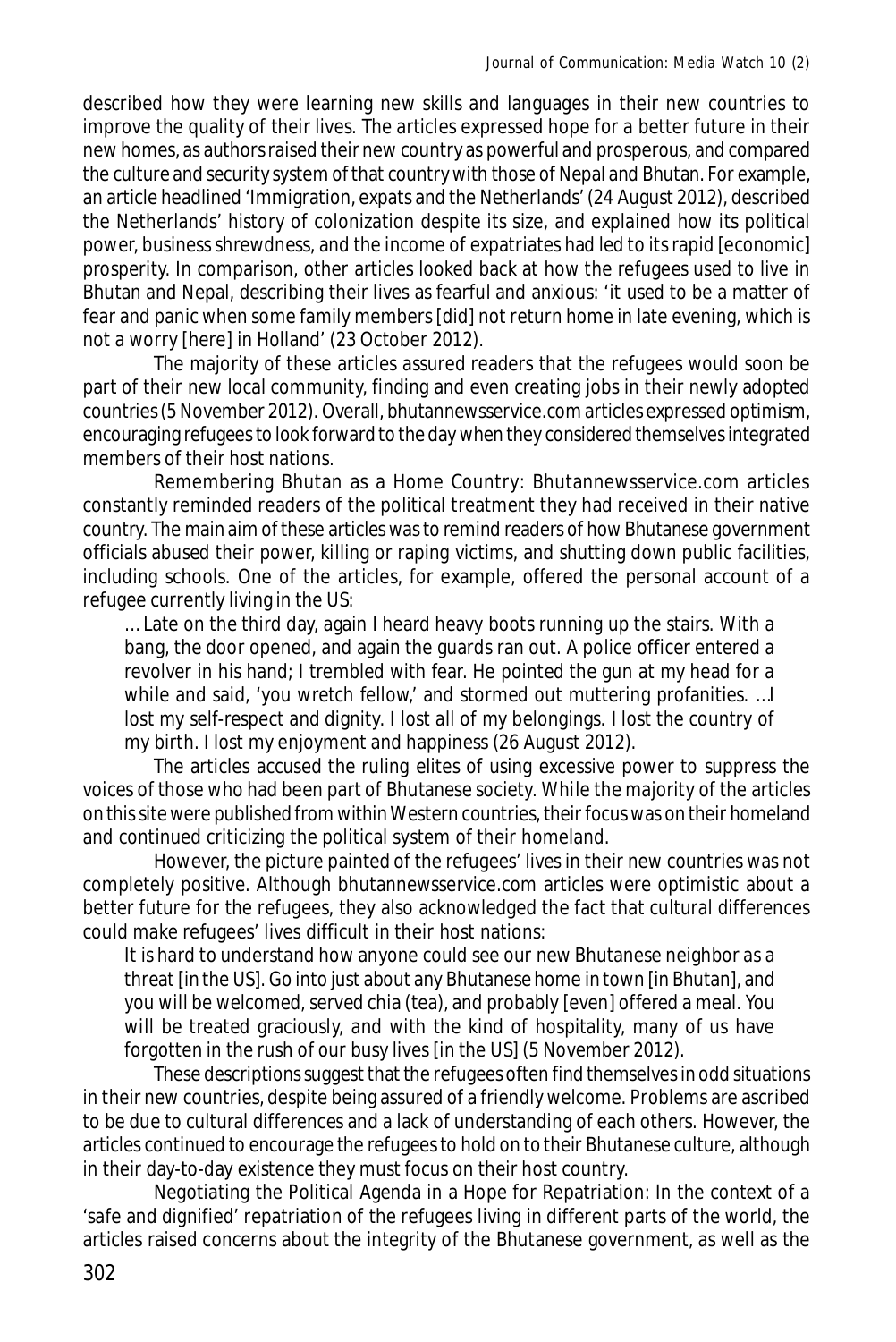described how they were learning new skills and languages in their new countries to improve the quality of their lives. The articles expressed hope for a better future in their new homes, as authors raised their new country as powerful and prosperous, and compared the culture and security system of that country with those of Nepal and Bhutan. For example, an article headlined 'Immigration, expats and the Netherlands' (24 August 2012), described the Netherlands' history of colonization despite its size, and explained how its political power, business shrewdness, and the income of expatriates had led to its rapid [economic] prosperity. In comparison, other articles looked back at how the refugees used to live in Bhutan and Nepal, describing their lives as fearful and anxious: 'it used to be a matter of fear and panic when some family members [did] not return home in late evening, which is not a worry [here] in Holland' (23 October 2012).

The majority of these articles assured readers that the refugees would soon be part of their new local community, finding and even creating jobs in their newly adopted countries (5 November 2012). Overall, bhutannewsservice.com articles expressed optimism, encouraging refugees to look forward to the day when they considered themselves integrated members of their host nations.

*Remembering Bhutan as a Home Country:* Bhutannewsservice.com articles constantly reminded readers of the political treatment they had received in their native country. The main aim of these articles was to remind readers of how Bhutanese government officials abused their power, killing or raping victims, and shutting down public facilities, including schools. One of the articles, for example, offered the personal account of a refugee currently living in the US:

> … Late on the third day, again I heard heavy boots running up the stairs. With a bang, the door opened, and again the guards ran out. A police officer entered a revolver in his hand; I trembled with fear. He pointed the gun at my head for a while and said, 'you wretch fellow,' and stormed out muttering profanities. …I lost my self-respect and dignity. I lost all of my belongings. I lost the country of my birth. I lost my enjoyment and happiness (26 August 2012).

The articles accused the ruling elites of using excessive power to suppress the voices of those who had been part of Bhutanese society. While the majority of the articles on this site were published from within Western countries, their focus was on their homeland and continued criticizing the political system of their homeland.

However, the picture painted of the refugees' lives in their new countries was not completely positive. Although bhutannewsservice.com articles were optimistic about a better future for the refugees, they also acknowledged the fact that cultural differences could make refugees' lives difficult in their host nations:

> It is hard to understand how anyone could see our new Bhutanese neighbor as a threat [in the US]. Go into just about any Bhutanese home in town [in Bhutan], and you will be welcomed, served chia (tea), and probably [even] offered a meal. You will be treated graciously, and with the kind of hospitality, many of us have forgotten in the rush of our busy lives [in the US] (5 November 2012).

These descriptions suggest that the refugees often find themselves in odd situations in their new countries, despite being assured of a friendly welcome. Problems are ascribed to be due to cultural differences and a lack of understanding of each others. However, the articles continued to encourage the refugees to hold on to their Bhutanese culture, although in their day-to-day existence they must focus on their host country.

*Negotiating the Political Agenda in a Hope for Repatriation:* In the context of a 'safe and dignified' repatriation of the refugees living in different parts of the world, the articles raised concerns about the integrity of the Bhutanese government, as well as the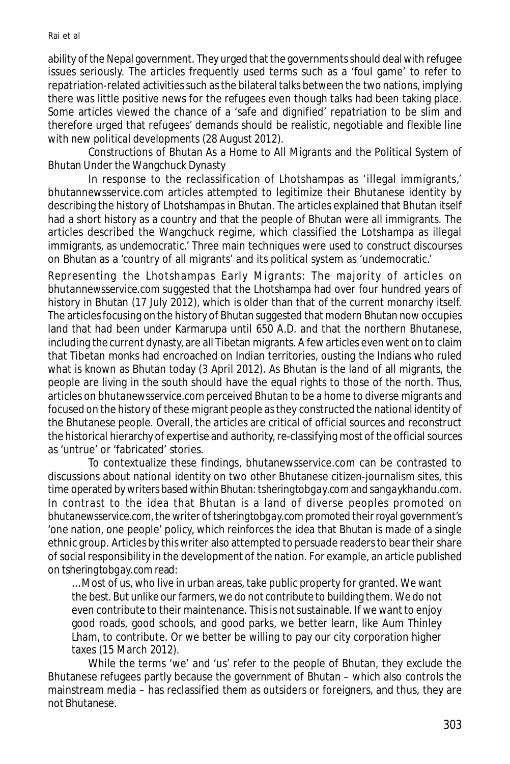ability of the Nepal government. They urged that the governments should deal with refugee issues seriously. The articles frequently used terms such as a 'foul game' to refer to repatriation-related activities such as the bilateral talks between the two nations, implying there was little positive news for the refugees even though talks had been taking place. Some articles viewed the chance of a 'safe and dignified' repatriation to be slim and therefore urged that refugees' demands should be realistic, negotiable and flexible line with new political developments (28 August 2012).

### Constructions of Bhutan As a Home to All Migrants and the Political System of Bhutan Under the Wangchuck Dynasty

In response to the reclassification of Lhotshampas as 'illegal immigrants,' bhutannewsservice.com articles attempted to legitimize their Bhutanese identity by describing the history of Lhotshampas in Bhutan. The articles explained that Bhutan itself had a short history as a country and that the people of Bhutan were all immigrants. The articles described the Wangchuck regime, which classified the Lotshampa as illegal immigrants, as undemocratic.' Three main techniques were used to construct discourses on Bhutan as a 'country of all migrants' and its political system as 'undemocratic.'

Representing the Lhotshampas Early Migrants: The majority of articles on bhutannewsservice.com suggested that the Lhotshampa had over four hundred years of history in Bhutan (17 July 2012), which is older than that of the current monarchy itself. The articles focusing on the history of Bhutan suggested that modern Bhutan now occupies land that had been under Karmarupa until 650 A.D. and that the northern Bhutanese, including the current dynasty, are all Tibetan migrants. A few articles even went on to claim that Tibetan monks had encroached on Indian territories, ousting the Indians who ruled what is known as Bhutan today (3 April 2012). As Bhutan is the land of all migrants, the people are living in the south should have the equal rights to those of the north. Thus, articles on bhutanewsservice.com perceived Bhutan to be a home to diverse migrants and focused on the history of these migrant people as they constructed the national identity of the Bhutanese people. Overall, the articles are critical of official sources and reconstruct the historical hierarchy of expertise and authority, re-classifying most of the official sources as 'untrue' or 'fabricated' stories.

To contextualize these findings, bhutanewsservice.com can be contrasted to discussions about national identity on two other Bhutanese citizen-journalism sites, this time operated by writers based within Bhutan: tsheringtobgay.com and sangaykhandu.com. In contrast to the idea that Bhutan is a land of diverse peoples promoted on bhutanewsservice.com, the writer of tsheringtobgay.com promoted their royal government's 'one nation, one people' policy, which reinforces the idea that Bhutan is made of a single ethnic group. Articles by this writer also attempted to persuade readers to bear their share of social responsibility in the development of the nation. For example, an article published on tsheringtobgay.com read:

> …Most of us, who live in urban areas, take public property for granted. We want the best. But unlike our farmers, we do not contribute to building them. We do not even contribute to their maintenance. This is not sustainable. If we want to enjoy good roads, good schools, and good parks, we better learn, like Aum Thinley Lham, to contribute. Or we better be willing to pay our city corporation higher taxes (15 March 2012).

While the terms 'we' and 'us' refer to the people of Bhutan, they exclude the Bhutanese refugees partly because the government of Bhutan – which also controls the mainstream media – has reclassified them as outsiders or foreigners, and thus, they are not Bhutanese.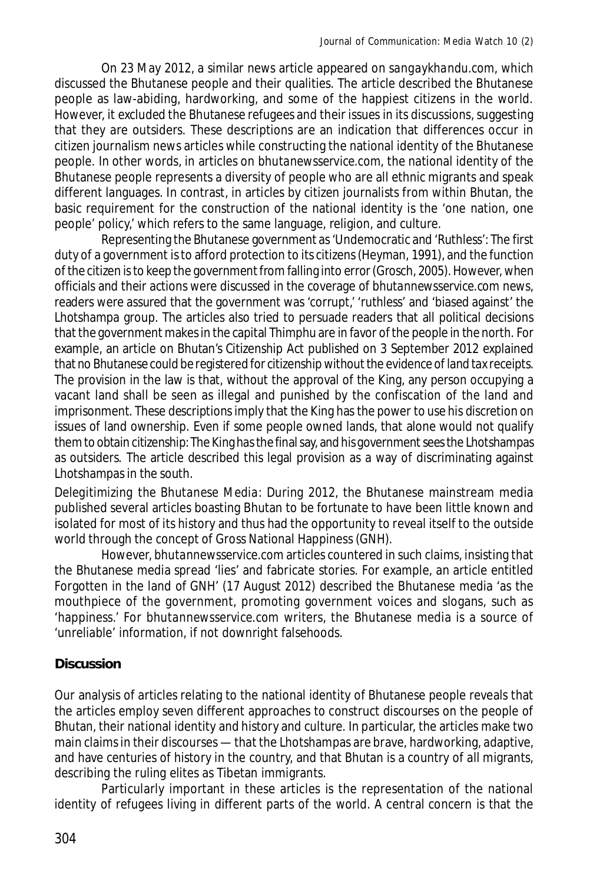On 23 May 2012, a similar news article appeared on *sangaykhandu.com*, which discussed the Bhutanese people and their qualities. The article described the Bhutanese people as law-abiding, hardworking, and some of the happiest citizens in the world. However, it excluded the Bhutanese refugees and their issues in its discussions, suggesting that they are outsiders. These descriptions are an indication that differences occur in citizen journalism news articles while constructing the national identity of the Bhutanese people. In other words, in articles on bhutanewsservice.com, the national identity of the Bhutanese people represents a diversity of people who are all ethnic migrants and speak different languages. In contrast, in articles by citizen journalists from within Bhutan, the basic requirement for the construction of the national identity is the 'one nation, one people' policy,' which refers to the same language, religion, and culture.

Representing the Bhutanese government as 'Undemocratic and 'Ruthless': The first duty of a government is to afford protection to its citizens (Heyman, 1991), and the function of the citizen is to keep the government from falling into error (Grosch, 2005). However, when officials and their actions were discussed in the coverage of *bhutannewsservice.com* news, readers were assured that the government was 'corrupt,' 'ruthless' and 'biased against' the Lhotshampa group. The articles also tried to persuade readers that all political decisions that the government makes in the capital Thimphu are in favor of the people in the north. For example, an article on Bhutan's Citizenship Act published on 3 September 2012 explained that no Bhutanese could be registered for citizenship without the evidence of land tax receipts. The provision in the law is that, without the approval of the King, any person occupying a vacant land shall be seen as illegal and punished by the confiscation of the land and imprisonment. These descriptions imply that the King has the power to use his discretion on issues of land ownership. Even if some people owned lands, that alone would not qualify them to obtain citizenship: The King has the final say, and his government sees the Lhotshampas as outsiders. The article described this legal provision as a way of discriminating against Lhotshampas in the south.

Delegitimizing the Bhutanese Media: During 2012, the Bhutanese mainstream media published several articles boasting Bhutan to be fortunate to have been little known and isolated for most of its history and thus had the opportunity to reveal itself to the outside world through the concept of Gross National Happiness (GNH).

However, *bhutannewsservice.com* articles countered in such claims, insisting that the Bhutanese media spread 'lies' and fabricate stories. For example, an article entitled Forgotten in the land of GNH' (17 August 2012) described the Bhutanese media 'as the mouthpiece of the government, promoting government voices and slogans, such as 'happiness.' For *bhutannewsservice.com* writers, the Bhutanese media is a source of 'unreliable' information, if not downright falsehoods.

## Discussion

Our analysis of articles relating to the national identity of Bhutanese people reveals that the articles employ seven different approaches to construct discourses on the people of Bhutan, their national identity and history and culture. In particular, the articles make two main claims in their discourses — that the Lhotshampas are brave, hardworking, adaptive, and have centuries of history in the country, and that Bhutan is a country of all migrants, describing the ruling elites as Tibetan immigrants.

Particularly important in these articles is the representation of the national identity of refugees living in different parts of the world. A central concern is that the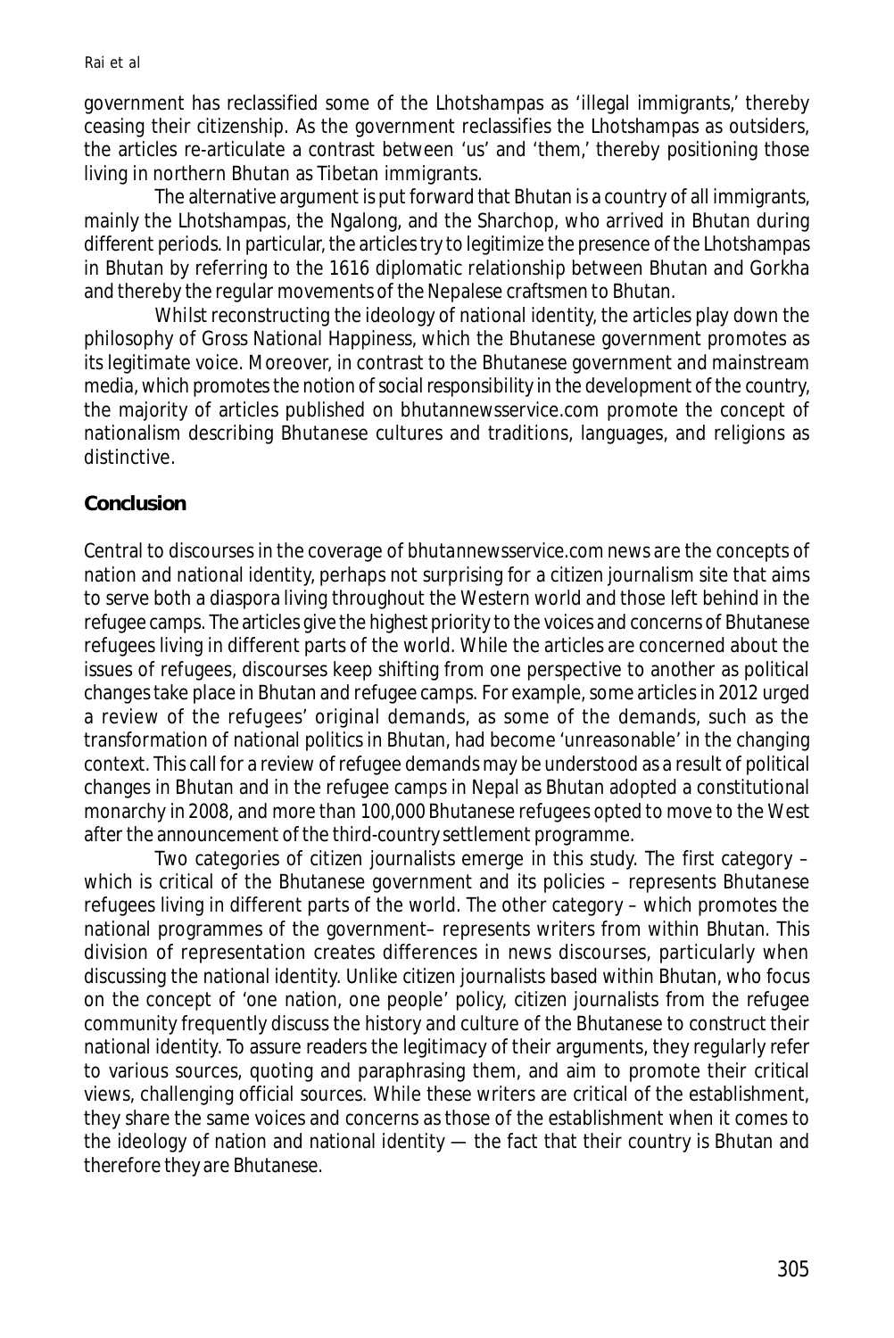government has reclassified some of the Lhotshampas as 'illegal immigrants,' thereby ceasing their citizenship. As the government reclassifies the Lhotshampas as outsiders, the articles re-articulate a contrast between 'us' and 'them,' thereby positioning those living in northern Bhutan as Tibetan immigrants.

The alternative argument is put forward that Bhutan is a country of all immigrants, mainly the Lhotshampas, the Ngalong, and the Sharchop, who arrived in Bhutan during different periods. In particular, the articles try to legitimize the presence of the Lhotshampas in Bhutan by referring to the 1616 diplomatic relationship between Bhutan and Gorkha and thereby the regular movements of the Nepalese craftsmen to Bhutan.

Whilst reconstructing the ideology of national identity, the articles play down the philosophy of Gross National Happiness, which the Bhutanese government promotes as its legitimate voice. Moreover, in contrast to the Bhutanese government and mainstream media, which promotes the notion of social responsibility in the development of the country, the majority of articles published on bhutannewsservice.com promote the concept of nationalism describing Bhutanese cultures and traditions, languages, and religions as distinctive.

## Conclusion

Central to discourses in the coverage of *bhutannewsservice.com* news are the concepts of nation and national identity, perhaps not surprising for a citizen journalism site that aims to serve both a diaspora living throughout the Western world and those left behind in the refugee camps. The articles give the highest priority to the voices and concerns of Bhutanese refugees living in different parts of the world. While the articles are concerned about the issues of refugees, discourses keep shifting from one perspective to another as political changes take place in Bhutan and refugee camps. For example, some articles in 2012 urged a review of the refugees' original demands, as some of the demands, such as the transformation of national politics in Bhutan, had become 'unreasonable' in the changing context. This call for a review of refugee demands may be understood as a result of political changes in Bhutan and in the refugee camps in Nepal as Bhutan adopted a constitutional monarchy in 2008, and more than 100,000 Bhutanese refugees opted to move to the West after the announcement of the third-country settlement programme.

Two categories of citizen journalists emerge in this study. The first category – which is critical of the Bhutanese government and its policies – represents Bhutanese refugees living in different parts of the world. The other category – which promotes the national programmes of the government– represents writers from within Bhutan. This division of representation creates differences in news discourses, particularly when discussing the national identity. Unlike citizen journalists based within Bhutan, who focus on the concept of 'one nation, one people' policy, citizen journalists from the refugee community frequently discuss the history and culture of the Bhutanese to construct their national identity. To assure readers the legitimacy of their arguments, they regularly refer to various sources, quoting and paraphrasing them, and aim to promote their critical views, challenging official sources. While these writers are critical of the establishment, they share the same voices and concerns as those of the establishment when it comes to the ideology of nation and national identity — the fact that their country is Bhutan and therefore they are Bhutanese.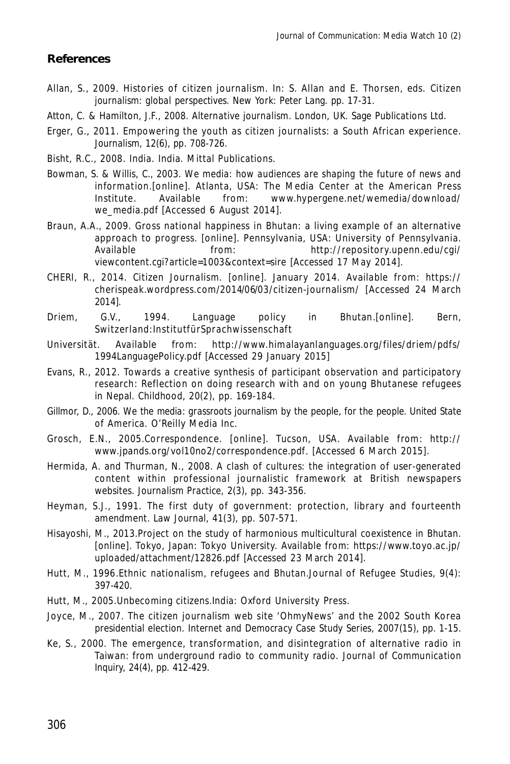## References

Allan, S., 2009. Histories of citizen journalism. In: S. Allan and E. Thorsen, eds. Citizen journalism: global perspectives. New York: Peter Lang. pp. 17-31.

Atton, C. & Hamilton, J.F., 2008. Alternative journalism. London, UK. Sage Publications Ltd.

Erger, G., 2011. Empowering the youth as citizen journalists: a South African experience. Journalism, 12(6), pp. 708-726.

Bisht, R.C., 2008. India. India. Mittal Publications.

Bowman, S. & Willis, C., 2003. We media: how audiences are shaping the future of news and information.[online]. Atlanta, USA: The Media Center at the American Press Institute. Available from: www.hypergene.net/wemedia/download/we_media.pdf [Accessed 6 August 2014].

Braun, A.A., 2009. Gross national happiness in Bhutan: a living example of an alternative approach to progress. [online]. Pennsylvania, USA: University of Pennsylvania. Available from: http://repository.upenn.edu/cgi/viewcontent.cgi?article=1003&context=sire [Accessed 17 May 2014].

CHERI, R., 2014. Citizen Journalism. [online]. January 2014. Available from: https://cherispeak.wordpress.com/2014/06/03/citizen-journalism/ [Accessed 24 March 2014].

Driem, G.V., 1994. Language policy in Bhutan.[online]. Bern, Switzerland:InstitutfürSprachwissenschaft

Universität. Available from: http://www.himalayanlanguages.org/files/driem/pdfs/1994LanguagePolicy.pdf [Accessed 29 January 2015]

Evans, R., 2012. Towards a creative synthesis of participant observation and participatory research: Reflection on doing research with and on young Bhutanese refugees in Nepal. Childhood, 20(2), pp. 169-184.

Gillmor, D., 2006. We the media: grassroots journalism by the people, for the people. United State of America. O'Reilly Media Inc.

Grosch, E.N., 2005.Correspondence. [online]. Tucson, USA. Available from: http://www.jpands.org/vol10no2/correspondence.pdf. [Accessed 6 March 2015].

Hermida, A. and Thurman, N., 2008. A clash of cultures: the integration of user-generated content within professional journalistic framework at British newspapers websites. Journalism Practice, 2(3), pp. 343-356.

Heyman, S.J., 1991. The first duty of government: protection, library and fourteenth amendment. Law Journal, 41(3), pp. 507-571.

Hisayoshi, M., 2013.Project on the study of harmonious multicultural coexistence in Bhutan. [online]. Tokyo, Japan: Tokyo University. Available from: https://www.toyo.ac.jp/uploaded/attachment/12826.pdf [Accessed 23 March 2014].

Hutt, M., 1996.Ethnic nationalism, refugees and Bhutan.Journal of Refugee Studies, 9(4): 397-420.

Hutt, M., 2005.Unbecoming citizens.India: Oxford University Press.

Joyce, M., 2007. The citizen journalism web site 'OhmyNews' and the 2002 South Korea presidential election. Internet and Democracy Case Study Series, 2007(15), pp. 1-15.

Ke, S., 2000. The emergence, transformation, and disintegration of alternative radio in Taiwan: from underground radio to community radio. Journal of Communication Inquiry, 24(4), pp. 412-429.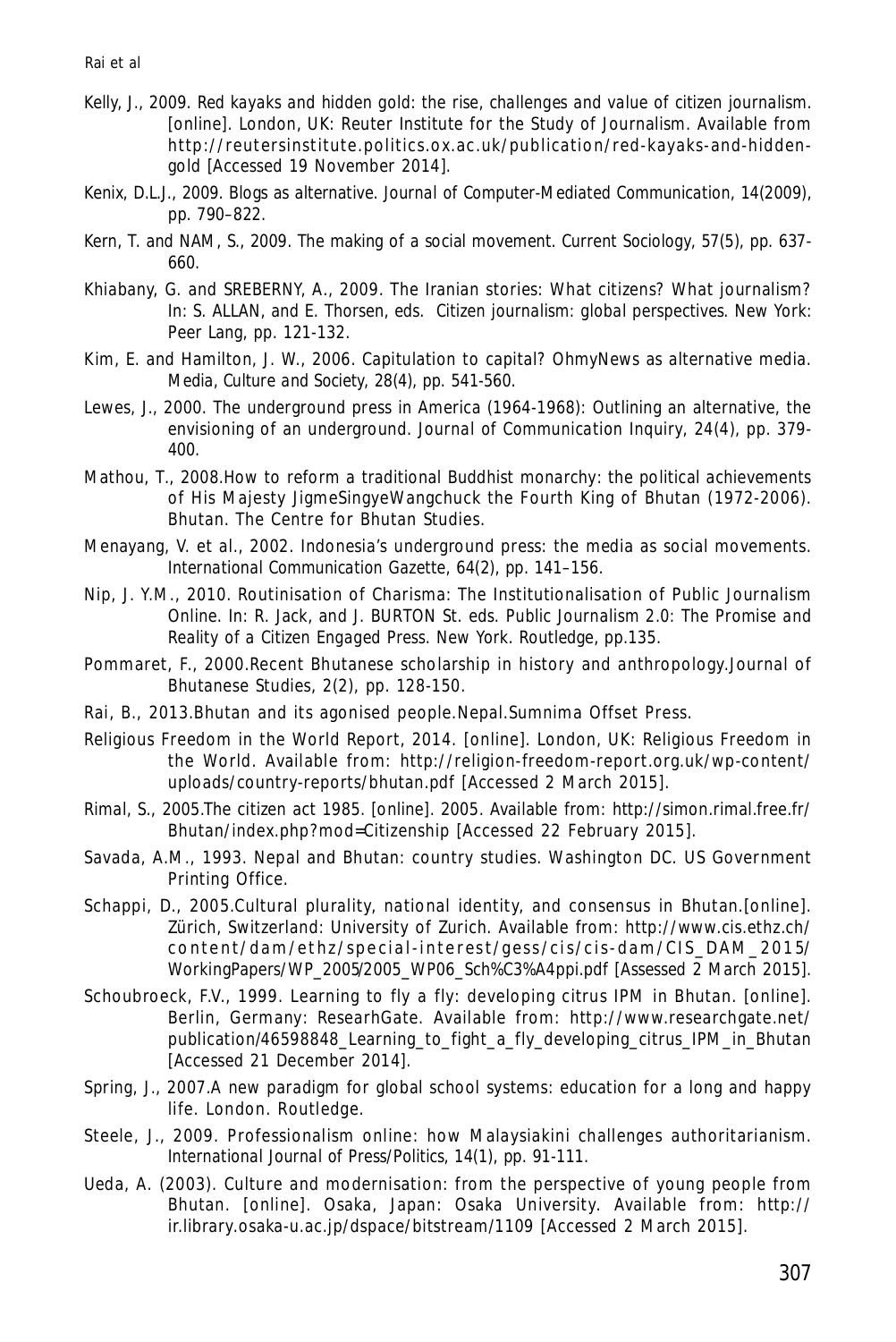Kelly, J., 2009. Red kayaks and hidden gold: the rise, challenges and value of citizen journalism. [online]. London, UK: Reuter Institute for the Study of Journalism. Available from http://reutersinstitute.politics.ox.ac.uk/publication/red-kayaks-and-hidden-gold [Accessed 19 November 2014].

Kenix, D.L.J., 2009. Blogs as alternative. Journal of Computer-Mediated Communication, 14(2009), pp. 790–822.

Kern, T. and NAM, S., 2009. The making of a social movement. Current Sociology, 57(5), pp. 637-660.

Khiabany, G. and SREBERNY, A., 2009. The Iranian stories: What citizens? What journalism? In: S. ALLAN, and E. Thorsen, eds. Citizen journalism: global perspectives. New York: Peer Lang, pp. 121-132.

Kim, E. and Hamilton, J. W., 2006. Capitulation to capital? OhmyNews as alternative media. Media, Culture and Society, 28(4), pp. 541-560.

Lewes, J., 2000. The underground press in America (1964-1968): Outlining an alternative, the envisioning of an underground. Journal of Communication Inquiry, 24(4), pp. 379-400.

Mathou, T., 2008.How to reform a traditional Buddhist monarchy: the political achievements of His Majesty JigmeSingyeWangchuck the Fourth King of Bhutan (1972-2006). Bhutan. The Centre for Bhutan Studies.

Menayang, V. et al., 2002. Indonesia's underground press: the media as social movements. International Communication Gazette, 64(2), pp. 141–156.

Nip, J. Y.M., 2010. Routinisation of Charisma: The Institutionalisation of Public Journalism Online. In: R. Jack, and J. BURTON St. eds. Public Journalism 2.0: The Promise and Reality of a Citizen Engaged Press. New York. Routledge, pp.135.

Pommaret, F., 2000.Recent Bhutanese scholarship in history and anthropology.Journal of Bhutanese Studies, 2(2), pp. 128-150.

Rai, B., 2013.Bhutan and its agonised people.Nepal.Sumnima Offset Press.

Religious Freedom in the World Report, 2014. [online]. London, UK: Religious Freedom in the World. Available from: http://religion-freedom-report.org.uk/wp-content/uploads/country-reports/bhutan.pdf [Accessed 2 March 2015].

Rimal, S., 2005.The citizen act 1985. [online]. 2005. Available from: http://simon.rimal.free.fr/Bhutan/index.php?mod=Citizenship [Accessed 22 February 2015].

Savada, A.M., 1993. Nepal and Bhutan: country studies. Washington DC. US Government Printing Office.

Schappi, D., 2005.Cultural plurality, national identity, and consensus in Bhutan.[online]. Zürich, Switzerland: University of Zurich. Available from: http://www.cis.ethz.ch/content/dam/ethz/special-interest/gess/cis/cis-dam/CIS_DAM_2015/WorkingPapers/WP_2005/2005_WP06_Sch%C3%A4ppi.pdf [Assessed 2 March 2015].

Schoubroeck, F.V., 1999. Learning to fly a fly: developing citrus IPM in Bhutan. [online]. Berlin, Germany: ResearhGate. Available from: http://www.researchgate.net/publication/46598848_Learning_to_fight_a_fly_developing_citrus_IPM_in_Bhutan [Accessed 21 December 2014].

Spring, J., 2007.A new paradigm for global school systems: education for a long and happy life. London. Routledge.

Steele, J., 2009. Professionalism online: how Malaysiakini challenges authoritarianism. International Journal of Press/Politics, 14(1), pp. 91-111.

Ueda, A. (2003). Culture and modernisation: from the perspective of young people from Bhutan. [online]. Osaka, Japan: Osaka University. Available from: http://ir.library.osaka-u.ac.jp/dspace/bitstream/1109 [Accessed 2 March 2015].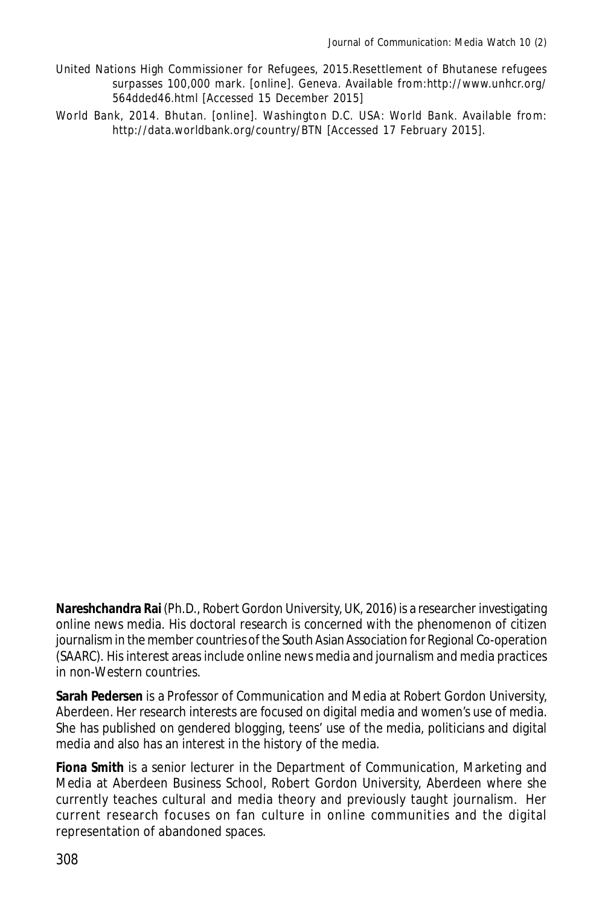United Nations High Commissioner for Refugees, 2015.Resettlement of Bhutanese refugees surpasses 100,000 mark. [online]. Geneva. Available from:http://www.unhcr.org/564dded46.html [Accessed 15 December 2015]

World Bank, 2014. Bhutan. [online]. Washington D.C. USA: World Bank. Available from: http://data.worldbank.org/country/BTN [Accessed 17 February 2015].

**Nareshchandra Rai** (Ph.D., Robert Gordon University, UK, 2016) is a researcher investigating online news media. His doctoral research is concerned with the phenomenon of citizen journalism in the member countries of the South Asian Association for Regional Co-operation (SAARC). His interest areas include online news media and journalism and media practices in non-Western countries.

**Sarah Pedersen** is a Professor of Communication and Media at Robert Gordon University, Aberdeen. Her research interests are focused on digital media and women's use of media. She has published on gendered blogging, teens' use of the media, politicians and digital media and also has an interest in the history of the media.

**Fiona Smith** is a senior lecturer in the Department of Communication, Marketing and Media at Aberdeen Business School, Robert Gordon University, Aberdeen where she currently teaches cultural and media theory and previously taught journalism. Her current research focuses on fan culture in online communities and the digital representation of abandoned spaces.